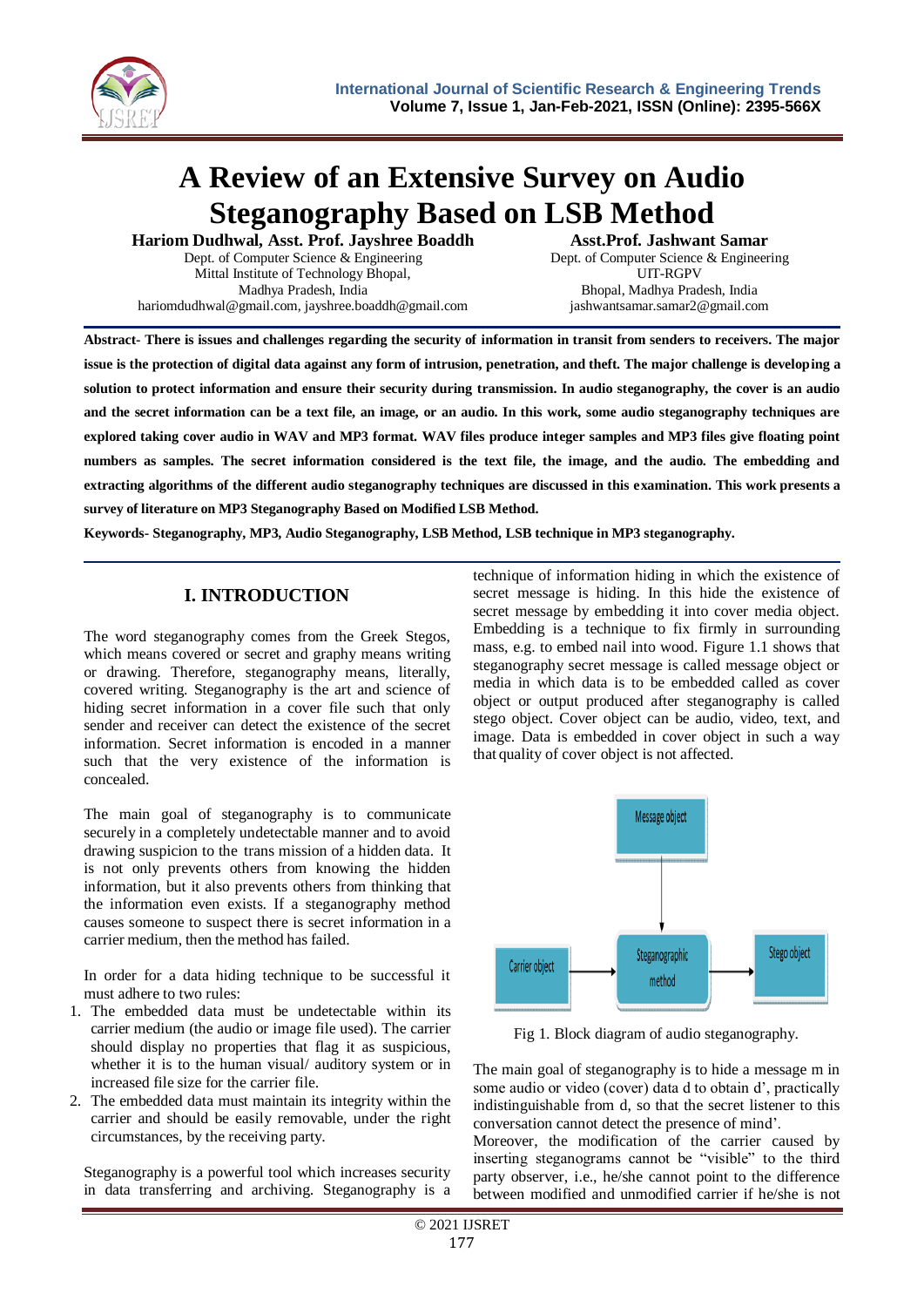# A Review of an Extensive Survey on Audio Steganography Based on LSB Method

**Hariom Dudhwal, Asst. Prof. Jayshree Boaddh**
Dept. of Computer Science & Engineering
Mittal Institute of Technology Bhopal,
Madhya Pradesh, India
hariomdudhwal@gmail.com, jayshree.boaddh@gmail.com

**Asst.Prof. Jashwant Samar**
Dept. of Computer Science & Engineering
UIT-RGPV
Bhopal, Madhya Pradesh, India
jashwantsamar.samar2@gmail.com

**Abstract- There is issues and challenges regarding the security of information in transit from senders to receivers. The major issue is the protection of digital data against any form of intrusion, penetration, and theft. The major challenge is developing a solution to protect information and ensure their security during transmission. In audio steganography, the cover is an audio and the secret information can be a text file, an image, or an audio. In this work, some audio steganography techniques are explored taking cover audio in WAV and MP3 format. WAV files produce integer samples and MP3 files give floating point numbers as samples. The secret information considered is the text file, the image, and the audio. The embedding and extracting algorithms of the different audio steganography techniques are discussed in this examination. This work presents a survey of literature on MP3 Steganography Based on Modified LSB Method.**

**Keywords- Steganography, MP3, Audio Steganography, LSB Method, LSB technique in MP3 steganography.**

## I. INTRODUCTION

The word steganography comes from the Greek Stegos, which means covered or secret and graphy means writing or drawing. Therefore, steganography means, literally, covered writing. Steganography is the art and science of hiding secret information in a cover file such that only sender and receiver can detect the existence of the secret information. Secret information is encoded in a manner such that the very existence of the information is concealed.

The main goal of steganography is to communicate securely in a completely undetectable manner and to avoid drawing suspicion to the trans mission of a hidden data. It is not only prevents others from knowing the hidden information, but it also prevents others from thinking that the information even exists. If a steganography method causes someone to suspect there is secret information in a carrier medium, then the method has failed.

In order for a data hiding technique to be successful it must adhere to two rules:

1. The embedded data must be undetectable within its carrier medium (the audio or image file used). The carrier should display no properties that flag it as suspicious, whether it is to the human visual/ auditory system or in increased file size for the carrier file.
2. The embedded data must maintain its integrity within the carrier and should be easily removable, under the right circumstances, by the receiving party.

Steganography is a powerful tool which increases security in data transferring and archiving. Steganography is a technique of information hiding in which the existence of secret message is hiding. In this hide the existence of secret message by embedding it into cover media object. Embedding is a technique to fix firmly in surrounding mass, e.g. to embed nail into wood. Figure 1.1 shows that steganography secret message is called message object or media in which data is to be embedded called as cover object or output produced after steganography is called stego object. Cover object can be audio, video, text, and image. Data is embedded in cover object in such a way that quality of cover object is not affected.

Message object → Steganographic method; Carrier object → Steganographic method → Stego object

Fig 1. Block diagram of audio steganography.

The main goal of steganography is to hide a message m in some audio or video (cover) data d to obtain d', practically indistinguishable from d, so that the secret listener to this conversation cannot detect the presence of mind'.

Moreover, the modification of the carrier caused by inserting steganograms cannot be "visible" to the third party observer, i.e., he/she cannot point to the difference between modified and unmodified carrier if he/she is not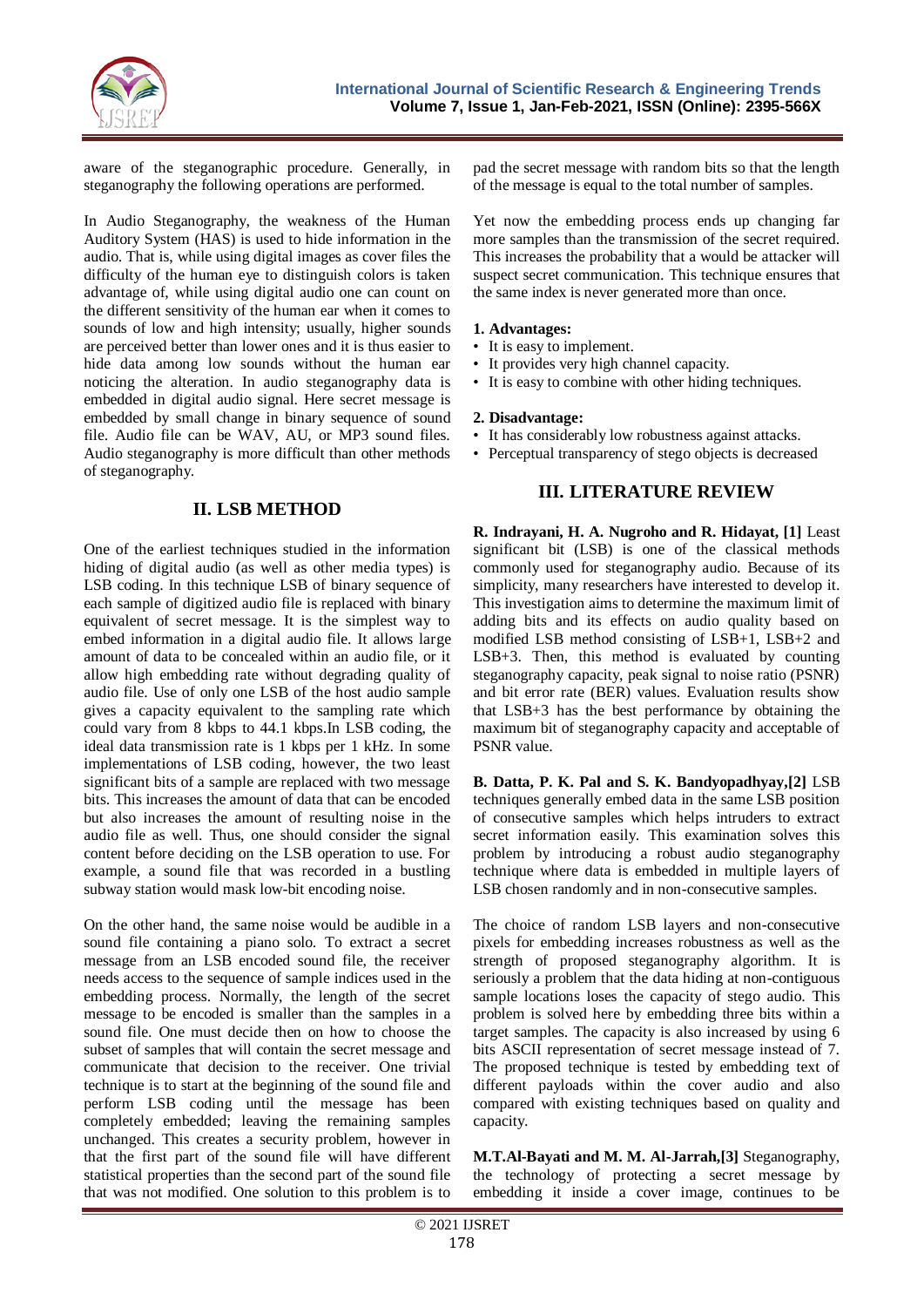aware of the steganographic procedure. Generally, in steganography the following operations are performed.

In Audio Steganography, the weakness of the Human Auditory System (HAS) is used to hide information in the audio. That is, while using digital images as cover files the difficulty of the human eye to distinguish colors is taken advantage of, while using digital audio one can count on the different sensitivity of the human ear when it comes to sounds of low and high intensity; usually, higher sounds are perceived better than lower ones and it is thus easier to hide data among low sounds without the human ear noticing the alteration. In audio steganography data is embedded in digital audio signal. Here secret message is embedded by small change in binary sequence of sound file. Audio file can be WAV, AU, or MP3 sound files. Audio steganography is more difficult than other methods of steganography.

## II. LSB METHOD

One of the earliest techniques studied in the information hiding of digital audio (as well as other media types) is LSB coding. In this technique LSB of binary sequence of each sample of digitized audio file is replaced with binary equivalent of secret message. It is the simplest way to embed information in a digital audio file. It allows large amount of data to be concealed within an audio file, or it allow high embedding rate without degrading quality of audio file. Use of only one LSB of the host audio sample gives a capacity equivalent to the sampling rate which could vary from 8 kbps to 44.1 kbps.In LSB coding, the ideal data transmission rate is 1 kbps per 1 kHz. In some implementations of LSB coding, however, the two least significant bits of a sample are replaced with two message bits. This increases the amount of data that can be encoded but also increases the amount of resulting noise in the audio file as well. Thus, one should consider the signal content before deciding on the LSB operation to use. For example, a sound file that was recorded in a bustling subway station would mask low-bit encoding noise.

On the other hand, the same noise would be audible in a sound file containing a piano solo. To extract a secret message from an LSB encoded sound file, the receiver needs access to the sequence of sample indices used in the embedding process. Normally, the length of the secret message to be encoded is smaller than the samples in a sound file. One must decide then on how to choose the subset of samples that will contain the secret message and communicate that decision to the receiver. One trivial technique is to start at the beginning of the sound file and perform LSB coding until the message has been completely embedded; leaving the remaining samples unchanged. This creates a security problem, however in that the first part of the sound file will have different statistical properties than the second part of the sound file that was not modified. One solution to this problem is to pad the secret message with random bits so that the length of the message is equal to the total number of samples.

Yet now the embedding process ends up changing far more samples than the transmission of the secret required. This increases the probability that a would be attacker will suspect secret communication. This technique ensures that the same index is never generated more than once.

**1. Advantages:**

- It is easy to implement.
- It provides very high channel capacity.
- It is easy to combine with other hiding techniques.

**2. Disadvantage:**

- It has considerably low robustness against attacks.
- Perceptual transparency of stego objects is decreased

## III. LITERATURE REVIEW

**R. Indrayani, H. A. Nugroho and R. Hidayat, [1]** Least significant bit (LSB) is one of the classical methods commonly used for steganography audio. Because of its simplicity, many researchers have interested to develop it. This investigation aims to determine the maximum limit of adding bits and its effects on audio quality based on modified LSB method consisting of LSB+1, LSB+2 and LSB+3. Then, this method is evaluated by counting steganography capacity, peak signal to noise ratio (PSNR) and bit error rate (BER) values. Evaluation results show that LSB+3 has the best performance by obtaining the maximum bit of steganography capacity and acceptable of PSNR value.

**B. Datta, P. K. Pal and S. K. Bandyopadhyay,[2]** LSB techniques generally embed data in the same LSB position of consecutive samples which helps intruders to extract secret information easily. This examination solves this problem by introducing a robust audio steganography technique where data is embedded in multiple layers of LSB chosen randomly and in non-consecutive samples.

The choice of random LSB layers and non-consecutive pixels for embedding increases robustness as well as the strength of proposed steganography algorithm. It is seriously a problem that the data hiding at non-contiguous sample locations loses the capacity of stego audio. This problem is solved here by embedding three bits within a target samples. The capacity is also increased by using 6 bits ASCII representation of secret message instead of 7. The proposed technique is tested by embedding text of different payloads within the cover audio and also compared with existing techniques based on quality and capacity.

**M.T.Al-Bayati and M. M. Al-Jarrah,[3]** Steganography, the technology of protecting a secret message by embedding it inside a cover image, continues to be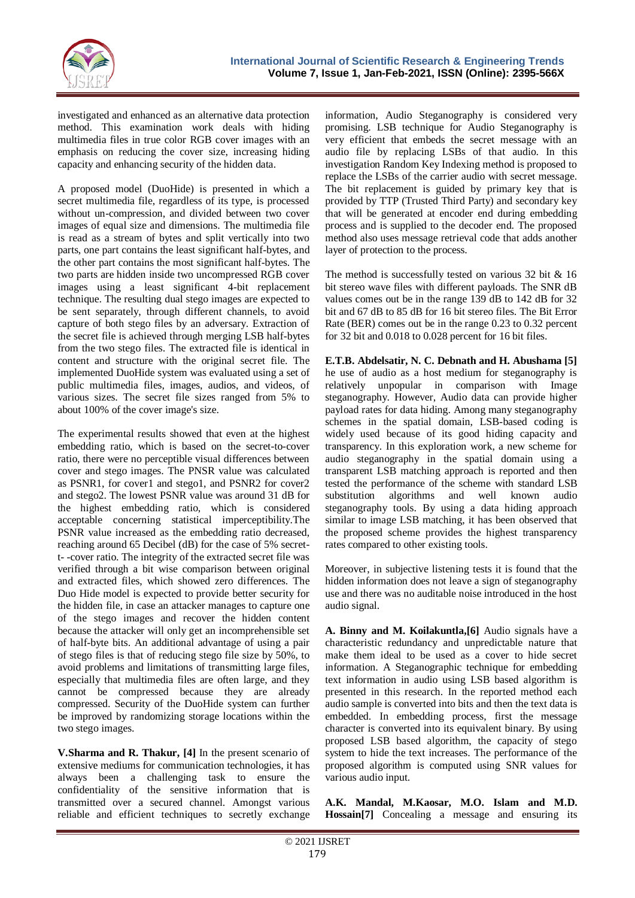investigated and enhanced as an alternative data protection method. This examination work deals with hiding multimedia files in true color RGB cover images with an emphasis on reducing the cover size, increasing hiding capacity and enhancing security of the hidden data.

A proposed model (DuoHide) is presented in which a secret multimedia file, regardless of its type, is processed without un-compression, and divided between two cover images of equal size and dimensions. The multimedia file is read as a stream of bytes and split vertically into two parts, one part contains the least significant half-bytes, and the other part contains the most significant half-bytes. The two parts are hidden inside two uncompressed RGB cover images using a least significant 4-bit replacement technique. The resulting dual stego images are expected to be sent separately, through different channels, to avoid capture of both stego files by an adversary. Extraction of the secret file is achieved through merging LSB half-bytes from the two stego files. The extracted file is identical in content and structure with the original secret file. The implemented DuoHide system was evaluated using a set of public multimedia files, images, audios, and videos, of various sizes. The secret file sizes ranged from 5% to about 100% of the cover image's size.

The experimental results showed that even at the highest embedding ratio, which is based on the secret-to-cover ratio, there were no perceptible visual differences between cover and stego images. The PNSR value was calculated as PSNR1, for cover1 and stego1, and PSNR2 for cover2 and stego2. The lowest PSNR value was around 31 dB for the highest embedding ratio, which is considered acceptable concerning statistical imperceptibility.The PSNR value increased as the embedding ratio decreased, reaching around 65 Decibel (dB) for the case of 5% secret-t- -cover ratio. The integrity of the extracted secret file was verified through a bit wise comparison between original and extracted files, which showed zero differences. The Duo Hide model is expected to provide better security for the hidden file, in case an attacker manages to capture one of the stego images and recover the hidden content because the attacker will only get an incomprehensible set of half-byte bits. An additional advantage of using a pair of stego files is that of reducing stego file size by 50%, to avoid problems and limitations of transmitting large files, especially that multimedia files are often large, and they cannot be compressed because they are already compressed. Security of the DuoHide system can further be improved by randomizing storage locations within the two stego images.

**V.Sharma and R. Thakur, [4]** In the present scenario of extensive mediums for communication technologies, it has always been a challenging task to ensure the confidentiality of the sensitive information that is transmitted over a secured channel. Amongst various reliable and efficient techniques to secretly exchange information, Audio Steganography is considered very promising. LSB technique for Audio Steganography is very efficient that embeds the secret message with an audio file by replacing LSBs of that audio. In this investigation Random Key Indexing method is proposed to replace the LSBs of the carrier audio with secret message. The bit replacement is guided by primary key that is provided by TTP (Trusted Third Party) and secondary key that will be generated at encoder end during embedding process and is supplied to the decoder end. The proposed method also uses message retrieval code that adds another layer of protection to the process.

The method is successfully tested on various 32 bit & 16 bit stereo wave files with different payloads. The SNR dB values comes out be in the range 139 dB to 142 dB for 32 bit and 67 dB to 85 dB for 16 bit stereo files. The Bit Error Rate (BER) comes out be in the range 0.23 to 0.32 percent for 32 bit and 0.018 to 0.028 percent for 16 bit files.

**E.T.B. Abdelsatir, N. C. Debnath and H. Abushama [5]** he use of audio as a host medium for steganography is relatively unpopular in comparison with Image steganography. However, Audio data can provide higher payload rates for data hiding. Among many steganography schemes in the spatial domain, LSB-based coding is widely used because of its good hiding capacity and transparency. In this exploration work, a new scheme for audio steganography in the spatial domain using a transparent LSB matching approach is reported and then tested the performance of the scheme with standard LSB substitution algorithms and well known audio steganography tools. By using a data hiding approach similar to image LSB matching, it has been observed that the proposed scheme provides the highest transparency rates compared to other existing tools.

Moreover, in subjective listening tests it is found that the hidden information does not leave a sign of steganography use and there was no auditable noise introduced in the host audio signal.

**A. Binny and M. Koilakuntla,[6]** Audio signals have a characteristic redundancy and unpredictable nature that make them ideal to be used as a cover to hide secret information. A Steganographic technique for embedding text information in audio using LSB based algorithm is presented in this research. In the reported method each audio sample is converted into bits and then the text data is embedded. In embedding process, first the message character is converted into its equivalent binary. By using proposed LSB based algorithm, the capacity of stego system to hide the text increases. The performance of the proposed algorithm is computed using SNR values for various audio input.

**A.K. Mandal, M.Kaosar, M.O. Islam and M.D. Hossain[7]** Concealing a message and ensuring its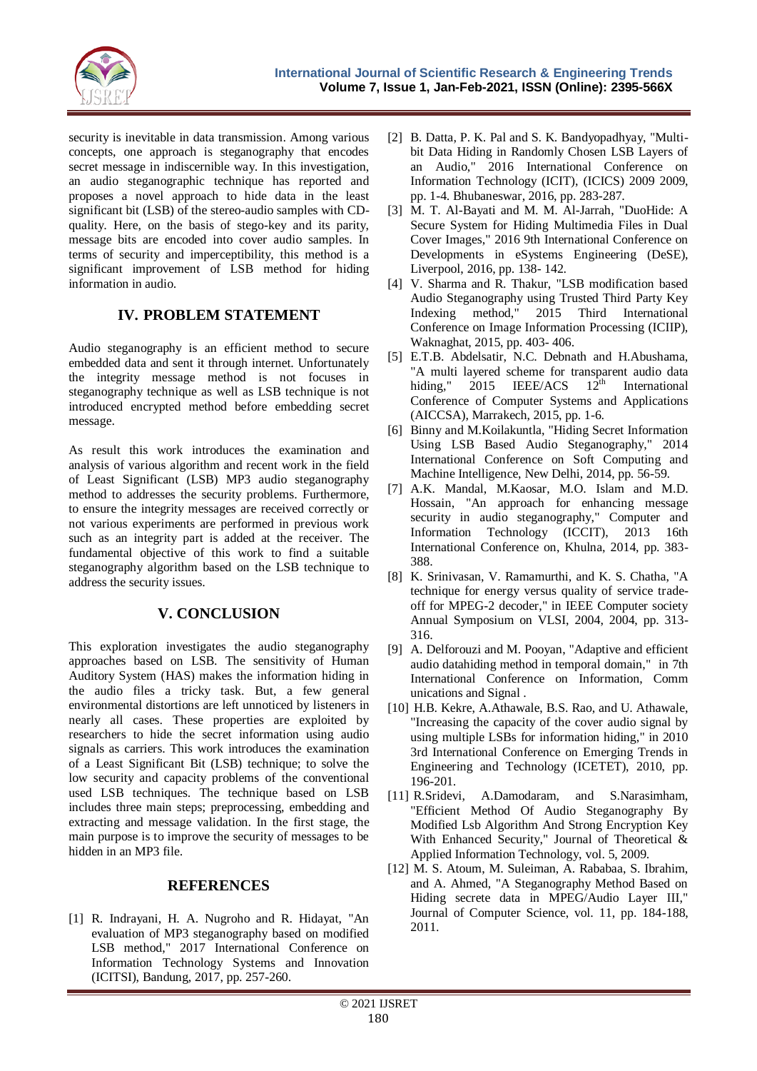security is inevitable in data transmission. Among various concepts, one approach is steganography that encodes secret message in indiscernible way. In this investigation, an audio steganographic technique has reported and proposes a novel approach to hide data in the least significant bit (LSB) of the stereo-audio samples with CD-quality. Here, on the basis of stego-key and its parity, message bits are encoded into cover audio samples. In terms of security and imperceptibility, this method is a significant improvement of LSB method for hiding information in audio.

## IV. PROBLEM STATEMENT

Audio steganography is an efficient method to secure embedded data and sent it through internet. Unfortunately the integrity message method is not focuses in steganography technique as well as LSB technique is not introduced encrypted method before embedding secret message.

As result this work introduces the examination and analysis of various algorithm and recent work in the field of Least Significant (LSB) MP3 audio steganography method to addresses the security problems. Furthermore, to ensure the integrity messages are received correctly or not various experiments are performed in previous work such as an integrity part is added at the receiver. The fundamental objective of this work to find a suitable steganography algorithm based on the LSB technique to address the security issues.

## V. CONCLUSION

This exploration investigates the audio steganography approaches based on LSB. The sensitivity of Human Auditory System (HAS) makes the information hiding in the audio files a tricky task. But, a few general environmental distortions are left unnoticed by listeners in nearly all cases. These properties are exploited by researchers to hide the secret information using audio signals as carriers. This work introduces the examination of a Least Significant Bit (LSB) technique; to solve the low security and capacity problems of the conventional used LSB techniques. The technique based on LSB includes three main steps; preprocessing, embedding and extracting and message validation. In the first stage, the main purpose is to improve the security of messages to be hidden in an MP3 file.

## REFERENCES

[1] R. Indrayani, H. A. Nugroho and R. Hidayat, "An evaluation of MP3 steganography based on modified LSB method," 2017 International Conference on Information Technology Systems and Innovation (ICITSI), Bandung, 2017, pp. 257-260.

[2] B. Datta, P. K. Pal and S. K. Bandyopadhyay, "Multi-bit Data Hiding in Randomly Chosen LSB Layers of an Audio," 2016 International Conference on Information Technology (ICIT), (ICICS) 2009 2009, pp. 1-4. Bhubaneswar, 2016, pp. 283-287.

[3] M. T. Al-Bayati and M. M. Al-Jarrah, "DuoHide: A Secure System for Hiding Multimedia Files in Dual Cover Images," 2016 9th International Conference on Developments in eSystems Engineering (DeSE), Liverpool, 2016, pp. 138- 142.

[4] V. Sharma and R. Thakur, "LSB modification based Audio Steganography using Trusted Third Party Key Indexing method," 2015 Third International Conference on Image Information Processing (ICIIP), Waknaghat, 2015, pp. 403- 406.

[5] E.T.B. Abdelsatir, N.C. Debnath and H.Abushama, "A multi layered scheme for transparent audio data hiding," 2015 IEEE/ACS 12th International Conference of Computer Systems and Applications (AICCSA), Marrakech, 2015, pp. 1-6.

[6] Binny and M.Koilakuntla, "Hiding Secret Information Using LSB Based Audio Steganography," 2014 International Conference on Soft Computing and Machine Intelligence, New Delhi, 2014, pp. 56-59.

[7] A.K. Mandal, M.Kaosar, M.O. Islam and M.D. Hossain, "An approach for enhancing message security in audio steganography," Computer and Information Technology (ICCIT), 2013 16th International Conference on, Khulna, 2014, pp. 383-388.

[8] K. Srinivasan, V. Ramamurthi, and K. S. Chatha, "A technique for energy versus quality of service trade-off for MPEG-2 decoder," in IEEE Computer society Annual Symposium on VLSI, 2004, 2004, pp. 313-316.

[9] A. Delforouzi and M. Pooyan, "Adaptive and efficient audio datahiding method in temporal domain," in 7th International Conference on Information, Comm unications and Signal .

[10] H.B. Kekre, A.Athawale, B.S. Rao, and U. Athawale, "Increasing the capacity of the cover audio signal by using multiple LSBs for information hiding," in 2010 3rd International Conference on Emerging Trends in Engineering and Technology (ICETET), 2010, pp. 196-201.

[11] R.Sridevi, A.Damodaram, and S.Narasimham, "Efficient Method Of Audio Steganography By Modified Lsb Algorithm And Strong Encryption Key With Enhanced Security," Journal of Theoretical & Applied Information Technology, vol. 5, 2009.

[12] M. S. Atoum, M. Suleiman, A. Rababaa, S. Ibrahim, and A. Ahmed, "A Steganography Method Based on Hiding secrete data in MPEG/Audio Layer III," Journal of Computer Science, vol. 11, pp. 184-188, 2011.